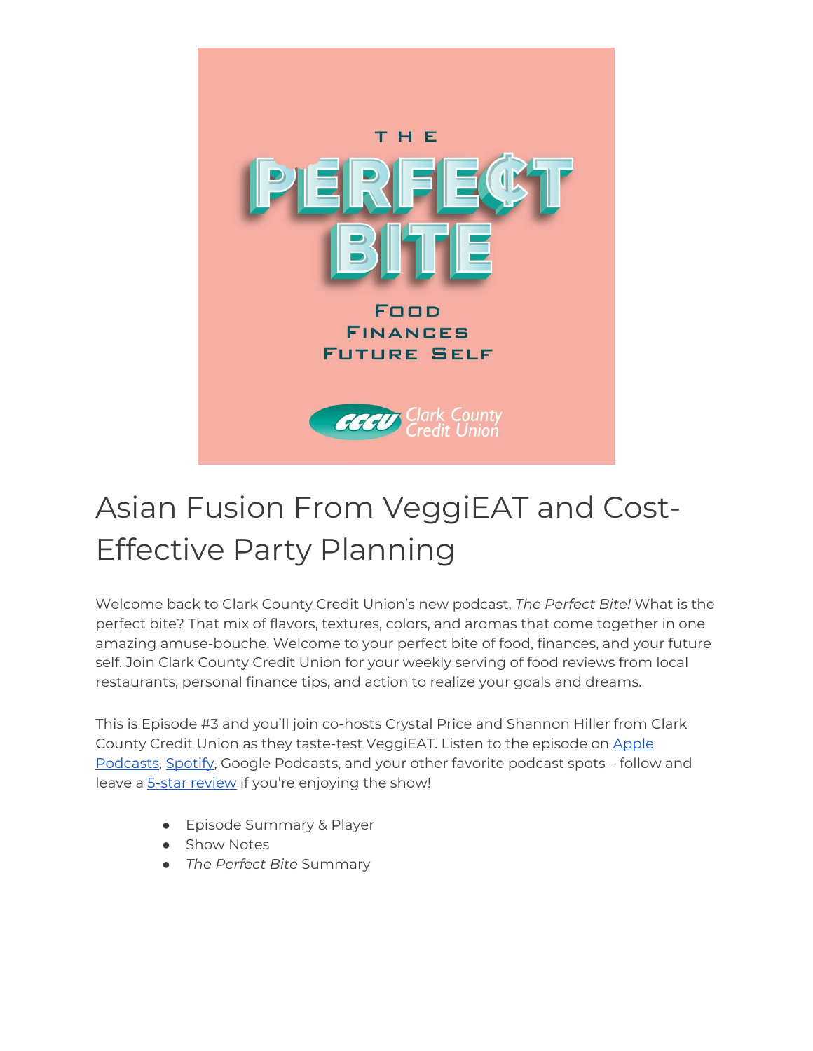# Asian Fusion From VeggiEAT and Cost-Effective Party Planning

Welcome back to Clark County Credit Union's new podcast, *The Perfect Bite!* What is the perfect bite? That mix of flavors, textures, colors, and aromas that come together in one amazing amuse-bouche. Welcome to your perfect bite of food, finances, and your future self. Join Clark County Credit Union for your weekly serving of food reviews from local restaurants, personal finance tips, and action to realize your goals and dreams.

This is Episode #3 and you'll join co-hosts Crystal Price and Shannon Hiller from Clark County Credit Union as they taste-test VeggiEAT. Listen to the episode on Apple Podcasts, Spotify, Google Podcasts, and your other favorite podcast spots – follow and leave a 5-star review if you're enjoying the show!

- Episode Summary & Player
- Show Notes
- *The Perfect Bite* Summary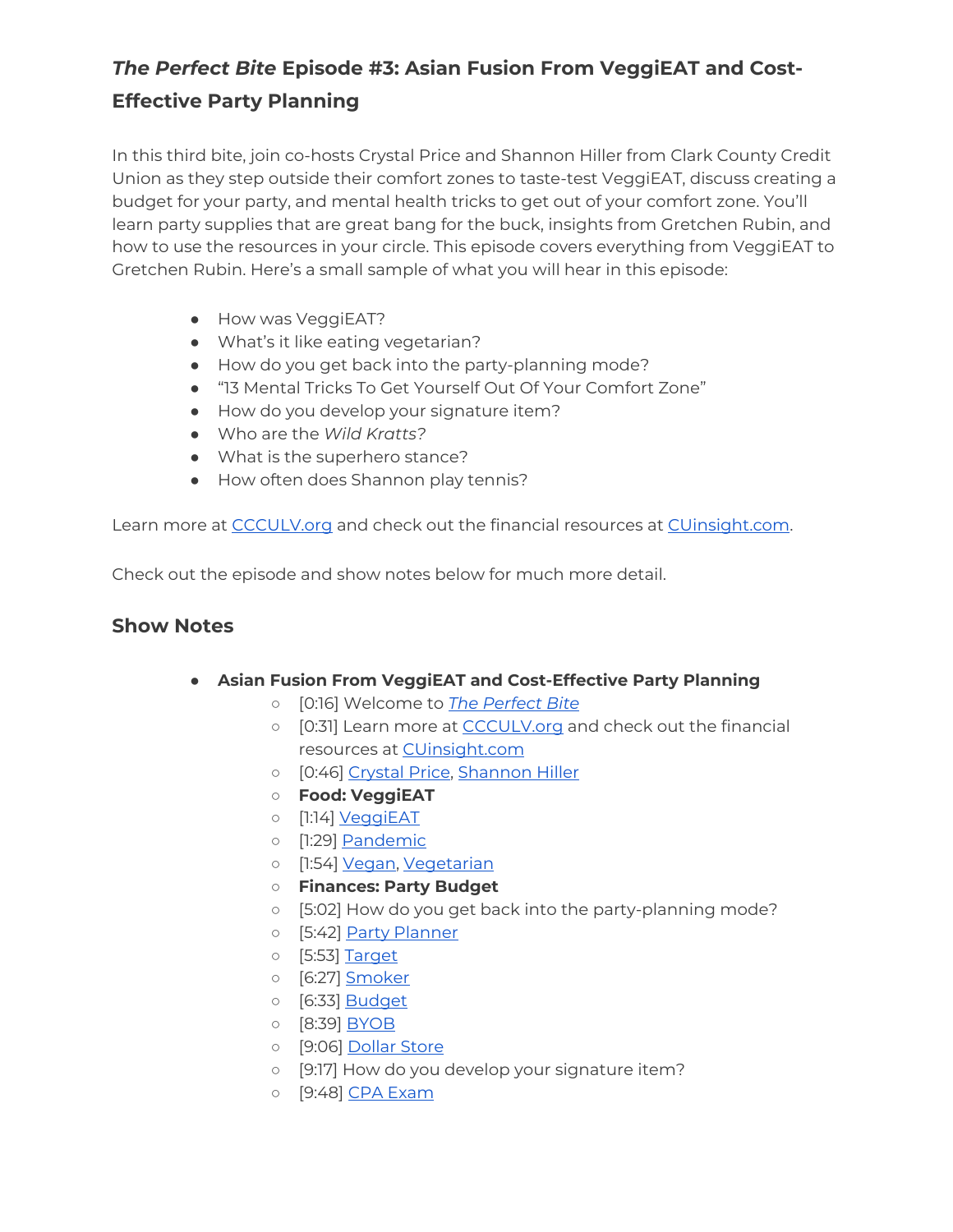## *The Perfect Bite* Episode #3: Asian Fusion From VeggiEAT and Cost-Effective Party Planning

In this third bite, join co-hosts Crystal Price and Shannon Hiller from Clark County Credit Union as they step outside their comfort zones to taste-test VeggiEAT, discuss creating a budget for your party, and mental health tricks to get out of your comfort zone. You'll learn party supplies that are great bang for the buck, insights from Gretchen Rubin, and how to use the resources in your circle. This episode covers everything from VeggiEAT to Gretchen Rubin. Here's a small sample of what you will hear in this episode:

- How was VeggiEAT?
- What's it like eating vegetarian?
- How do you get back into the party-planning mode?
- "13 Mental Tricks To Get Yourself Out Of Your Comfort Zone"
- How do you develop your signature item?
- Who are the *Wild Kratts*?
- What is the superhero stance?
- How often does Shannon play tennis?

Learn more at [CCCULV.org]() and check out the financial resources at [CUinsight.com]().

Check out the episode and show notes below for much more detail.

### Show Notes

- **Asian Fusion From VeggiEAT and Cost-Effective Party Planning**
  - [0:16] Welcome to [*The Perfect Bite*]()
  - [0:31] Learn more at [CCCULV.org]() and check out the financial resources at [CUinsight.com]()
  - [0:46] [Crystal Price](), [Shannon Hiller]()
  - **Food: VeggiEAT**
  - [1:14] [VeggiEAT]()
  - [1:29] [Pandemic]()
  - [1:54] [Vegan](), [Vegetarian]()
  - **Finances: Party Budget**
  - [5:02] How do you get back into the party-planning mode?
  - [5:42] [Party Planner]()
  - [5:53] [Target]()
  - [6:27] [Smoker]()
  - [6:33] [Budget]()
  - [8:39] [BYOB]()
  - [9:06] [Dollar Store]()
  - [9:17] How do you develop your signature item?
  - [9:48] [CPA Exam]()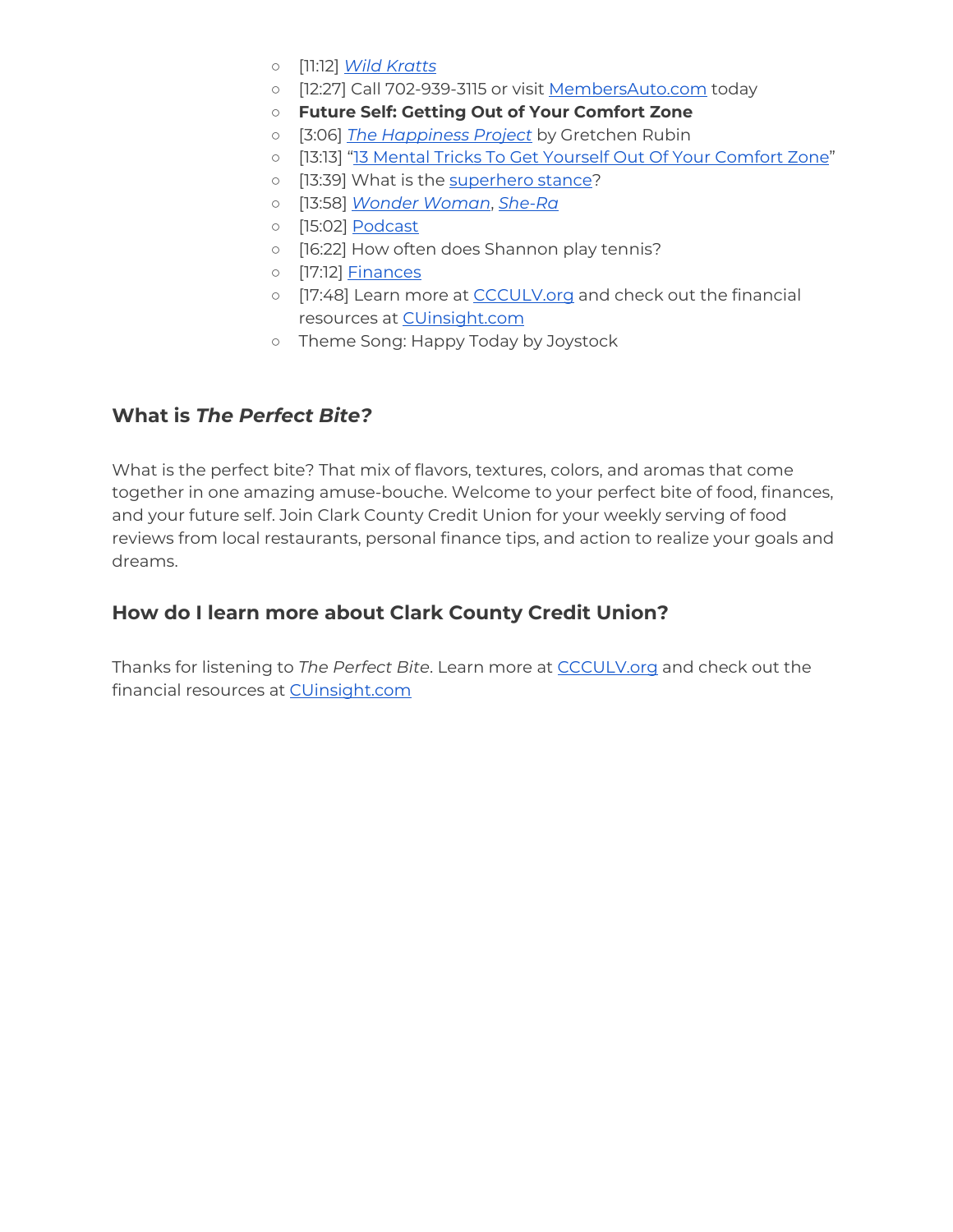- [11:12] *Wild Kratts*
- [12:27] Call 702-939-3115 or visit MembersAuto.com today
- **Future Self: Getting Out of Your Comfort Zone**
- [3:06] *The Happiness Project* by Gretchen Rubin
- [13:13] "13 Mental Tricks To Get Yourself Out Of Your Comfort Zone"
- [13:39] What is the superhero stance?
- [13:58] *Wonder Woman*, *She-Ra*
- [15:02] Podcast
- [16:22] How often does Shannon play tennis?
- [17:12] Finances
- [17:48] Learn more at CCCULV.org and check out the financial resources at CUinsight.com
- Theme Song: Happy Today by Joystock

## What is *The Perfect Bite?*

What is the perfect bite? That mix of flavors, textures, colors, and aromas that come together in one amazing amuse-bouche. Welcome to your perfect bite of food, finances, and your future self. Join Clark County Credit Union for your weekly serving of food reviews from local restaurants, personal finance tips, and action to realize your goals and dreams.

## How do I learn more about Clark County Credit Union?

Thanks for listening to *The Perfect Bite*. Learn more at CCCULV.org and check out the financial resources at CUinsight.com